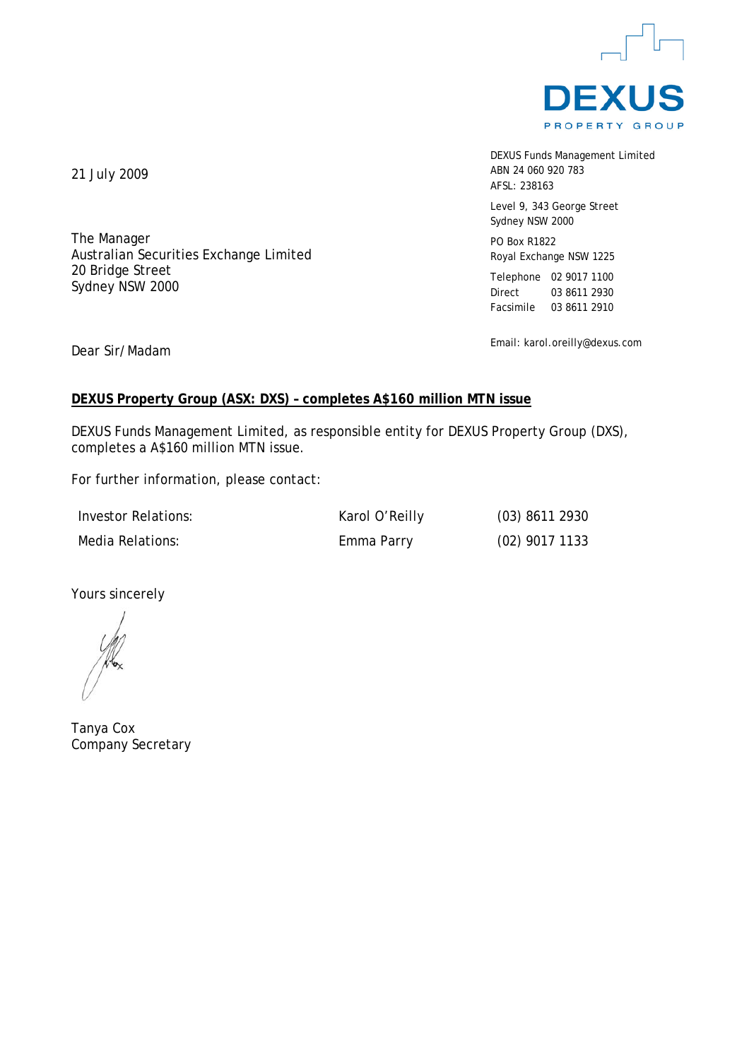DEXUS PROPERTY GROUP

DEXUS Funds Management Limited
ABN 24 060 920 783
AFSL: 238163

Level 9, 343 George Street
Sydney NSW 2000

PO Box R1822
Royal Exchange NSW 1225

Telephone 02 9017 1100
Direct 03 8611 2930
Facsimile 03 8611 2910

Email: karol.oreilly@dexus.com

21 July 2009

The Manager
Australian Securities Exchange Limited
20 Bridge Street
Sydney NSW 2000

Dear Sir/Madam

**DEXUS Property Group (ASX: DXS) – completes A$160 million MTN issue**

DEXUS Funds Management Limited, as responsible entity for DEXUS Property Group (DXS), completes a A$160 million MTN issue.

For further information, please contact:

| | | |
|---|---|---|
| Investor Relations: | Karol O'Reilly | (03) 8611 2930 |
| Media Relations: | Emma Parry | (02) 9017 1133 |

Yours sincerely

Tanya Cox
Company Secretary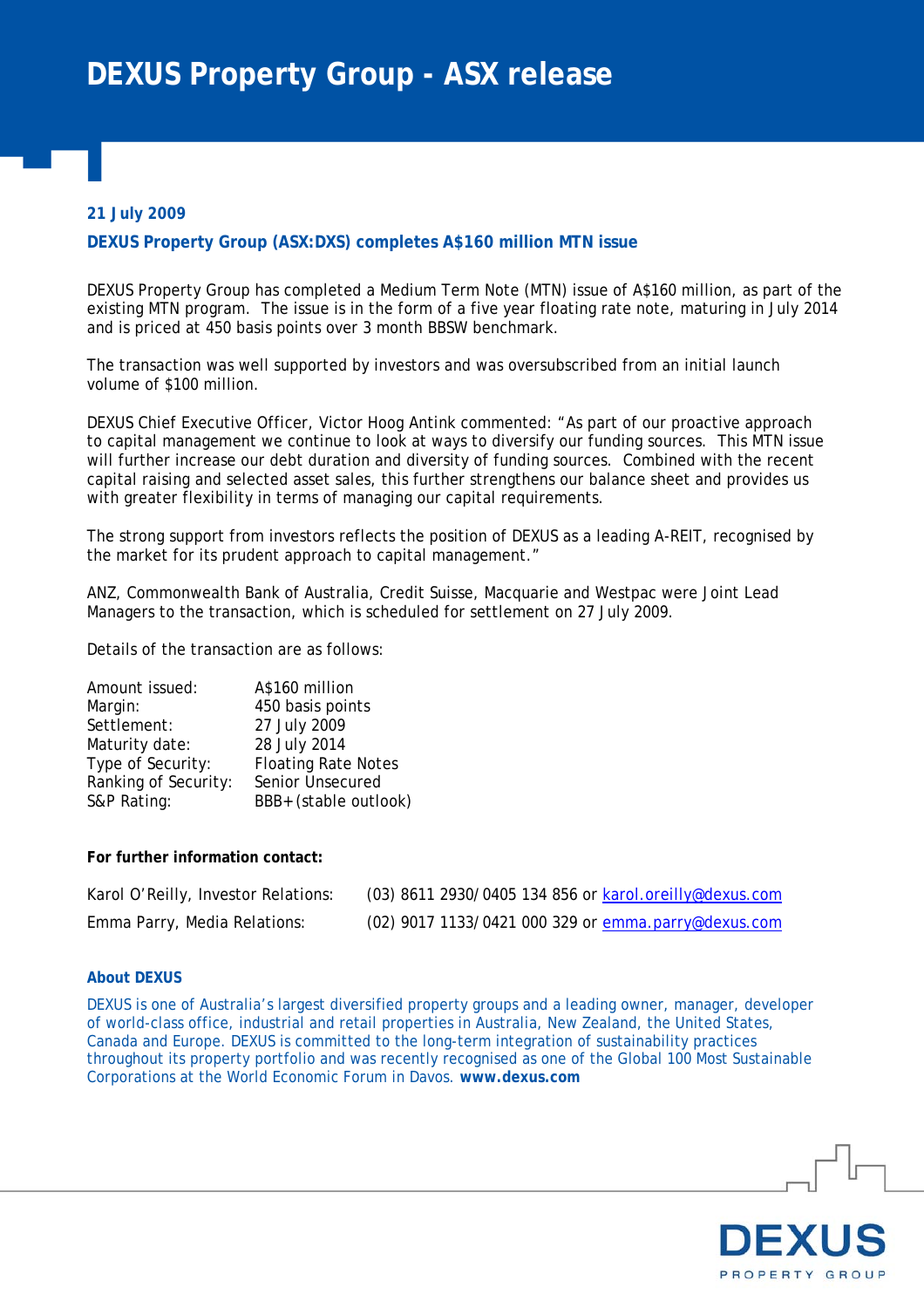# DEXUS Property Group - ASX release

**21 July 2009**

## DEXUS Property Group (ASX:DXS) completes A$160 million MTN issue

DEXUS Property Group has completed a Medium Term Note (MTN) issue of A$160 million, as part of the existing MTN program. The issue is in the form of a five year floating rate note, maturing in July 2014 and is priced at 450 basis points over 3 month BBSW benchmark.

The transaction was well supported by investors and was oversubscribed from an initial launch volume of $100 million.

DEXUS Chief Executive Officer, Victor Hoog Antink commented: "As part of our proactive approach to capital management we continue to look at ways to diversify our funding sources. This MTN issue will further increase our debt duration and diversity of funding sources. Combined with the recent capital raising and selected asset sales, this further strengthens our balance sheet and provides us with greater flexibility in terms of managing our capital requirements.

The strong support from investors reflects the position of DEXUS as a leading A-REIT, recognised by the market for its prudent approach to capital management."

ANZ, Commonwealth Bank of Australia, Credit Suisse, Macquarie and Westpac were Joint Lead Managers to the transaction, which is scheduled for settlement on 27 July 2009.

Details of the transaction are as follows:

| | |
|---|---|
| Amount issued: | A$160 million |
| Margin: | 450 basis points |
| Settlement: | 27 July 2009 |
| Maturity date: | 28 July 2014 |
| Type of Security: | Floating Rate Notes |
| Ranking of Security: | Senior Unsecured |
| S&P Rating: | BBB+ (stable outlook) |

**For further information contact:**

| | |
|---|---|
| Karol O'Reilly, Investor Relations: | (03) 8611 2930/ 0405 134 856 or karol.oreilly@dexus.com |
| Emma Parry, Media Relations: | (02) 9017 1133/ 0421 000 329 or emma.parry@dexus.com |

### About DEXUS

DEXUS is one of Australia's largest diversified property groups and a leading owner, manager, developer of world-class office, industrial and retail properties in Australia, New Zealand, the United States, Canada and Europe. DEXUS is committed to the long-term integration of sustainability practices throughout its property portfolio and was recently recognised as one of the Global 100 Most Sustainable Corporations at the World Economic Forum in Davos. **www.dexus.com**

DEXUS PROPERTY GROUP